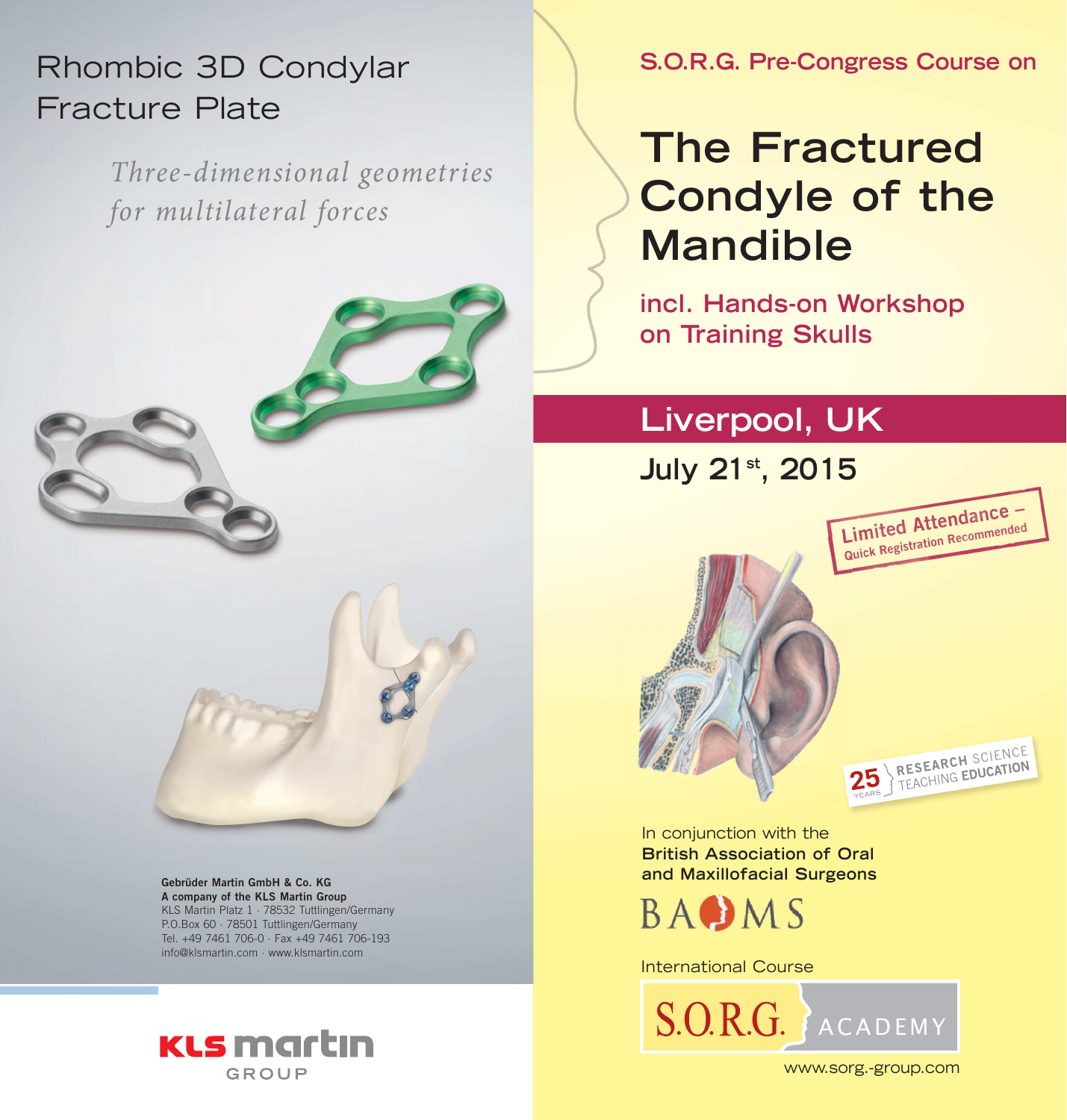# Rhombic 3D Condylar Fracture Plate

*Three-dimensional geometries for multilateral forces*

**Gebrüder Martin GmbH & Co. KG**
**A company of the KLS Martin Group**
KLS Martin Platz 1 · 78532 Tuttlingen/Germany
P.O.Box 60 · 78501 Tuttlingen/Germany
Tel. +49 7461 706-0 · Fax +49 7461 706-193
info@klsmartin.com · www.klsmartin.com

KLS martin GROUP

**S.O.R.G. Pre-Congress Course on**

# The Fractured Condyle of the Mandible

**incl. Hands-on Workshop on Training Skulls**

## Liverpool, UK

**July 21st, 2015**

**Limited Attendance – Quick Registration Recommended**

25 YEARS RESEARCH SCIENCE TEACHING EDUCATION

In conjunction with the
**British Association of Oral and Maxillofacial Surgeons**

BAOMS

International Course

S.O.R.G. ACADEMY

www.sorg.-group.com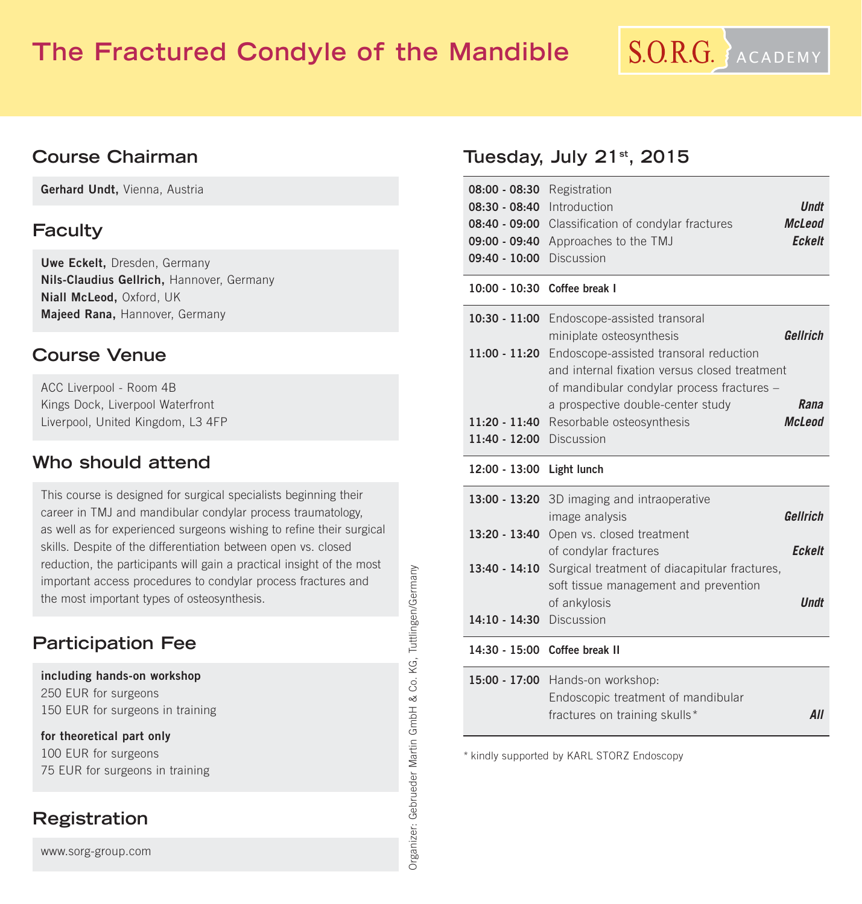# The Fractured Condyle of the Mandible

S.O.R.G. ACADEMY

## Course Chairman

**Gerhard Undt,** Vienna, Austria

## Faculty

**Uwe Eckelt,** Dresden, Germany
**Nils-Claudius Gellrich,** Hannover, Germany
**Niall McLeod,** Oxford, UK
**Majeed Rana,** Hannover, Germany

## Course Venue

ACC Liverpool - Room 4B
Kings Dock, Liverpool Waterfront
Liverpool, United Kingdom, L3 4FP

## Who should attend

This course is designed for surgical specialists beginning their career in TMJ and mandibular condylar process traumatology, as well as for experienced surgeons wishing to refine their surgical skills. Despite of the differentiation between open vs. closed reduction, the participants will gain a practical insight of the most important access procedures to condylar process fractures and the most important types of osteosynthesis.

## Participation Fee

**including hands-on workshop**
250 EUR for surgeons
150 EUR for surgeons in training

**for theoretical part only**
100 EUR for surgeons
75 EUR for surgeons in training

## Registration

www.sorg-group.com

## Tuesday, July 21st, 2015

| | | |
|---|---|---|
| **08:00 - 08:30** | Registration | |
| **08:30 - 08:40** | Introduction | ***Undt*** |
| **08:40 - 09:00** | Classification of condylar fractures | ***McLeod*** |
| **09:00 - 09:40** | Approaches to the TMJ | ***Eckelt*** |
| **09:40 - 10:00** | Discussion | |
| **10:00 - 10:30** | **Coffee break I** | |
| **10:30 - 11:00** | Endoscope-assisted transoral miniplate osteosynthesis | ***Gellrich*** |
| **11:00 - 11:20** | Endoscope-assisted transoral reduction and internal fixation versus closed treatment of mandibular condylar process fractures – a prospective double-center study | ***Rana*** |
| **11:20 - 11:40** | Resorbable osteosynthesis | ***McLeod*** |
| **11:40 - 12:00** | Discussion | |
| **12:00 - 13:00** | **Light lunch** | |
| **13:00 - 13:20** | 3D imaging and intraoperative image analysis | ***Gellrich*** |
| **13:20 - 13:40** | Open vs. closed treatment of condylar fractures | ***Eckelt*** |
| **13:40 - 14:10** | Surgical treatment of diacapitular fractures, soft tissue management and prevention of ankylosis | ***Undt*** |
| **14:10 - 14:30** | Discussion | |
| **14:30 - 15:00** | **Coffee break II** | |
| **15:00 - 17:00** | Hands-on workshop: Endoscopic treatment of mandibular fractures on training skulls* | ***All*** |

\* kindly supported by KARL STORZ Endoscopy

Organizer: Gebrueder Martin GmbH & Co. KG, Tuttlingen/Germany